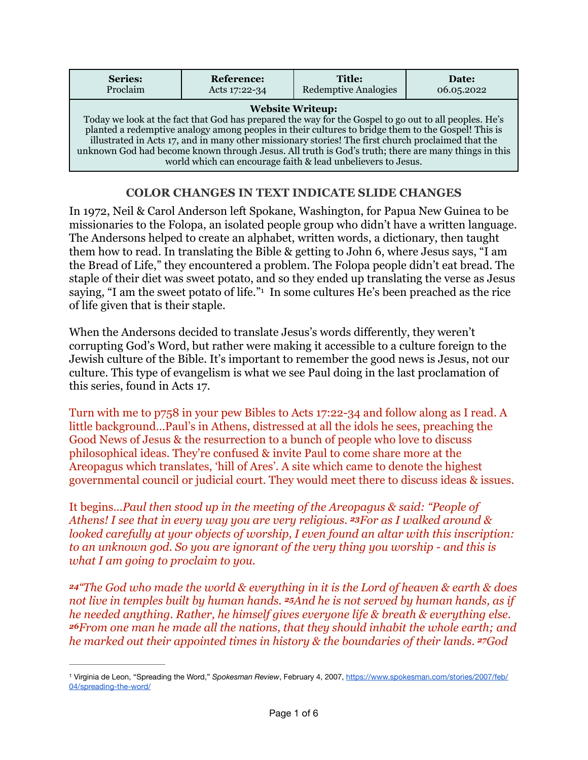| Series: | Reference: | Title: | Date: |
| --- | --- | --- | --- |
| Proclaim | Acts 17:22-34 | Redemptive Analogies | 06.05.2022 |

**Website Writeup:**
Today we look at the fact that God has prepared the way for the Gospel to go out to all peoples. He's planted a redemptive analogy among peoples in their cultures to bridge them to the Gospel! This is illustrated in Acts 17, and in many other missionary stories! The first church proclaimed that the unknown God had become known through Jesus. All truth is God's truth; there are many things in this world which can encourage faith & lead unbelievers to Jesus.

**COLOR CHANGES IN TEXT INDICATE SLIDE CHANGES**

In 1972, Neil & Carol Anderson left Spokane, Washington, for Papua New Guinea to be missionaries to the Folopa, an isolated people group who didn't have a written language. The Andersons helped to create an alphabet, written words, a dictionary, then taught them how to read. In translating the Bible & getting to John 6, where Jesus says, "I am the Bread of Life," they encountered a problem. The Folopa people didn't eat bread. The staple of their diet was sweet potato, and so they ended up translating the verse as Jesus saying, "I am the sweet potato of life."[1] In some cultures He's been preached as the rice of life given that is their staple.

When the Andersons decided to translate Jesus's words differently, they weren't corrupting God's Word, but rather were making it accessible to a culture foreign to the Jewish culture of the Bible. It's important to remember the good news is Jesus, not our culture. This type of evangelism is what we see Paul doing in the last proclamation of this series, found in Acts 17.

Turn with me to p758 in your pew Bibles to Acts 17:22-34 and follow along as I read. A little background…Paul's in Athens, distressed at all the idols he sees, preaching the Good News of Jesus & the resurrection to a bunch of people who love to discuss philosophical ideas. They're confused & invite Paul to come share more at the Areopagus which translates, 'hill of Ares'. A site which came to denote the highest governmental council or judicial court. They would meet there to discuss ideas & issues.

It begins…*Paul then stood up in the meeting of the Areopagus & said: "People of Athens! I see that in every way you are very religious. 23For as I walked around & looked carefully at your objects of worship, I even found an altar with this inscription: to an unknown god. So you are ignorant of the very thing you worship - and this is what I am going to proclaim to you.*

*24"The God who made the world & everything in it is the Lord of heaven & earth & does not live in temples built by human hands. 25And he is not served by human hands, as if he needed anything. Rather, he himself gives everyone life & breath & everything else. 26From one man he made all the nations, that they should inhabit the whole earth; and he marked out their appointed times in history & the boundaries of their lands. 27God*

---

[1] Virginia de Leon, "Spreading the Word," *Spokesman Review*, February 4, 2007, https://www.spokesman.com/stories/2007/feb/04/spreading-the-word/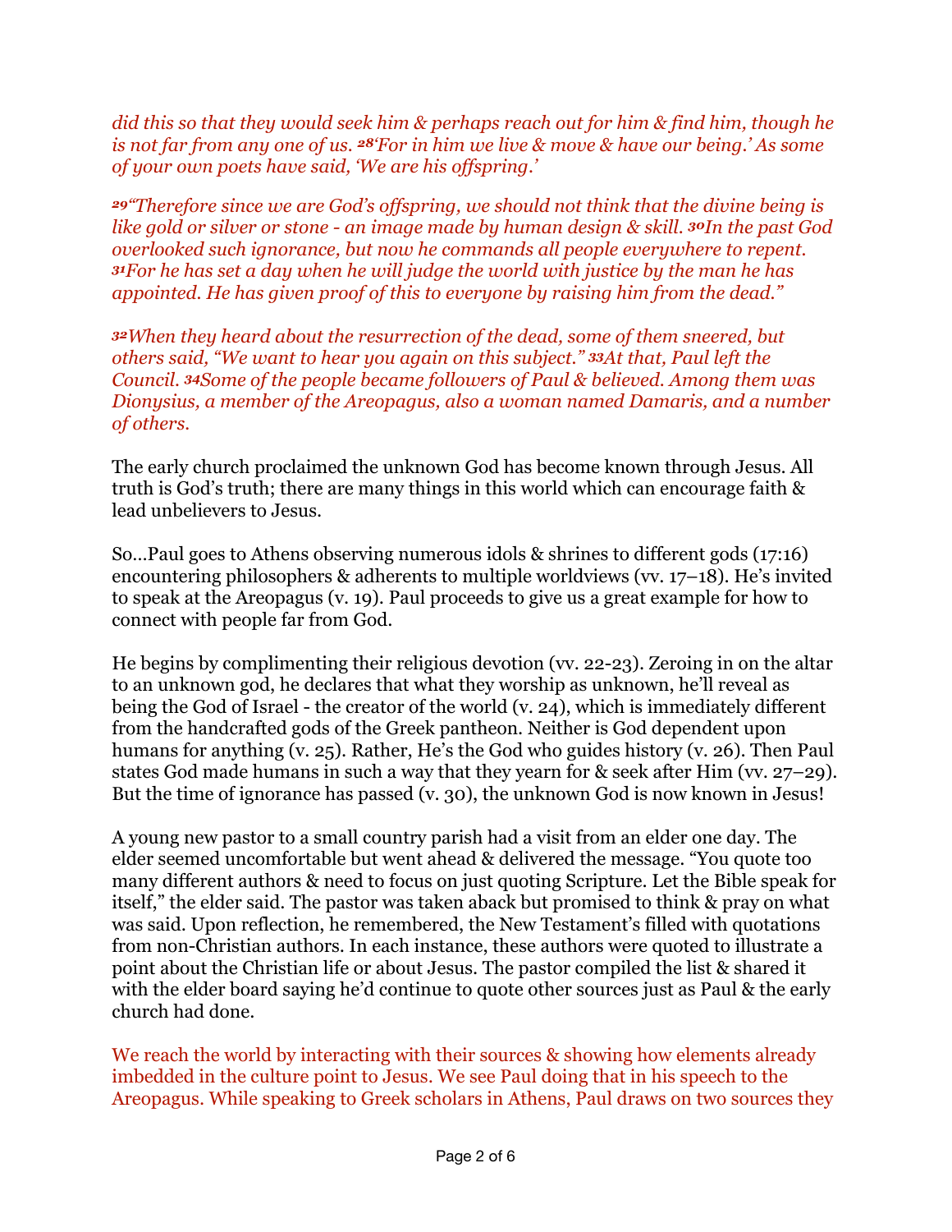*did this so that they would seek him & perhaps reach out for him & find him, though he is not far from any one of us. 28'For in him we live & move & have our being.' As some of your own poets have said, 'We are his offspring.'*

*29"Therefore since we are God's offspring, we should not think that the divine being is like gold or silver or stone - an image made by human design & skill. 30In the past God overlooked such ignorance, but now he commands all people everywhere to repent. 31For he has set a day when he will judge the world with justice by the man he has appointed. He has given proof of this to everyone by raising him from the dead."*

*32When they heard about the resurrection of the dead, some of them sneered, but others said, "We want to hear you again on this subject." 33At that, Paul left the Council. 34Some of the people became followers of Paul & believed. Among them was Dionysius, a member of the Areopagus, also a woman named Damaris, and a number of others.*

The early church proclaimed the unknown God has become known through Jesus. All truth is God's truth; there are many things in this world which can encourage faith & lead unbelievers to Jesus.

So…Paul goes to Athens observing numerous idols & shrines to different gods (17:16) encountering philosophers & adherents to multiple worldviews (vv. 17–18). He's invited to speak at the Areopagus (v. 19). Paul proceeds to give us a great example for how to connect with people far from God.

He begins by complimenting their religious devotion (vv. 22-23). Zeroing in on the altar to an unknown god, he declares that what they worship as unknown, he'll reveal as being the God of Israel - the creator of the world (v. 24), which is immediately different from the handcrafted gods of the Greek pantheon. Neither is God dependent upon humans for anything (v. 25). Rather, He's the God who guides history (v. 26). Then Paul states God made humans in such a way that they yearn for & seek after Him (vv. 27–29). But the time of ignorance has passed (v. 30), the unknown God is now known in Jesus!

A young new pastor to a small country parish had a visit from an elder one day. The elder seemed uncomfortable but went ahead & delivered the message. "You quote too many different authors & need to focus on just quoting Scripture. Let the Bible speak for itself," the elder said. The pastor was taken aback but promised to think & pray on what was said. Upon reflection, he remembered, the New Testament's filled with quotations from non-Christian authors. In each instance, these authors were quoted to illustrate a point about the Christian life or about Jesus. The pastor compiled the list & shared it with the elder board saying he'd continue to quote other sources just as Paul & the early church had done.

We reach the world by interacting with their sources & showing how elements already imbedded in the culture point to Jesus. We see Paul doing that in his speech to the Areopagus. While speaking to Greek scholars in Athens, Paul draws on two sources they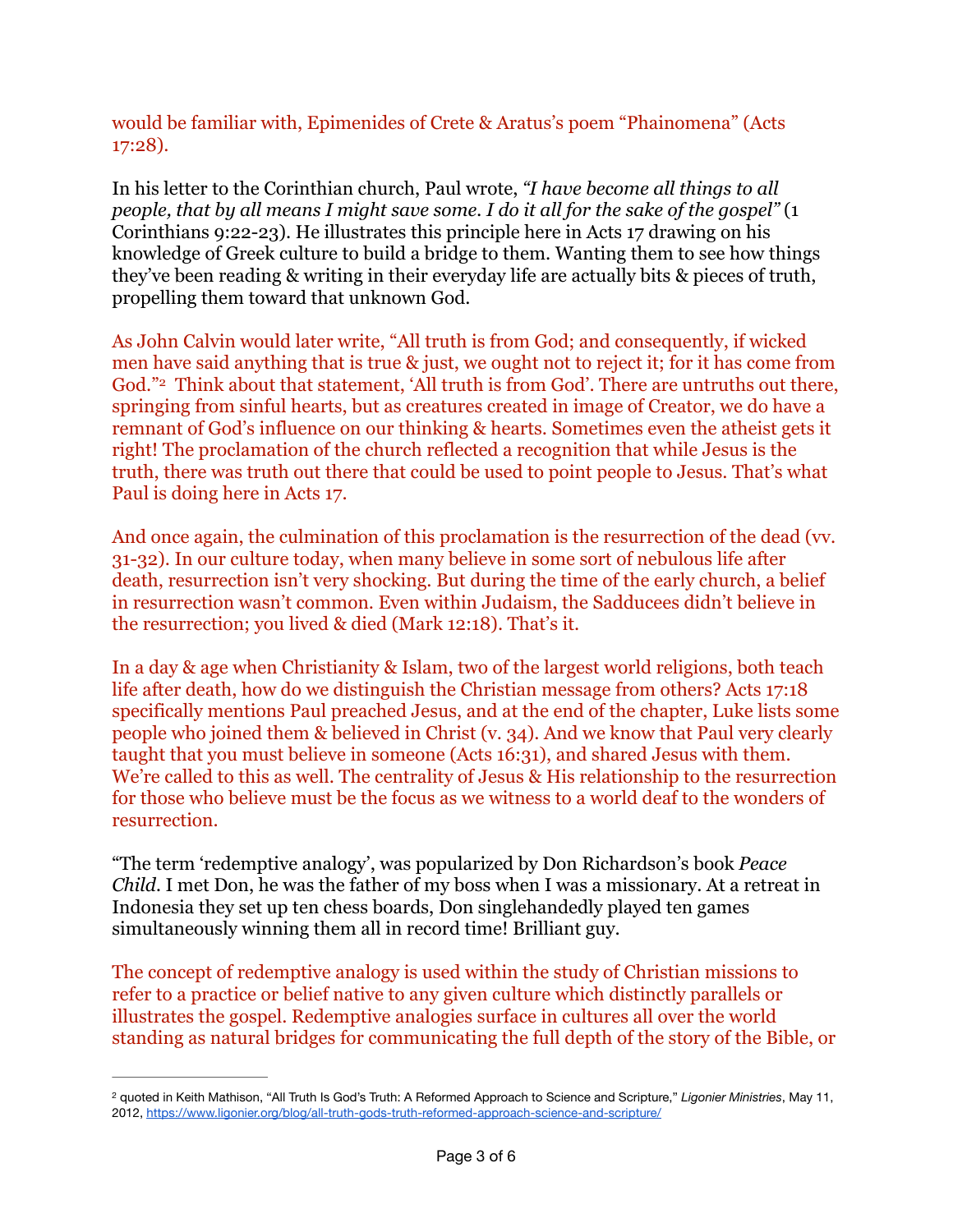would be familiar with, Epimenides of Crete & Aratus's poem "Phainomena" (Acts 17:28).

In his letter to the Corinthian church, Paul wrote, *"I have become all things to all people, that by all means I might save some. I do it all for the sake of the gospel"* (1 Corinthians 9:22-23). He illustrates this principle here in Acts 17 drawing on his knowledge of Greek culture to build a bridge to them. Wanting them to see how things they've been reading & writing in their everyday life are actually bits & pieces of truth, propelling them toward that unknown God.

As John Calvin would later write, "All truth is from God; and consequently, if wicked men have said anything that is true & just, we ought not to reject it; for it has come from God."[2] Think about that statement, 'All truth is from God'. There are untruths out there, springing from sinful hearts, but as creatures created in image of Creator, we do have a remnant of God's influence on our thinking & hearts. Sometimes even the atheist gets it right! The proclamation of the church reflected a recognition that while Jesus is the truth, there was truth out there that could be used to point people to Jesus. That's what Paul is doing here in Acts 17.

And once again, the culmination of this proclamation is the resurrection of the dead (vv. 31-32). In our culture today, when many believe in some sort of nebulous life after death, resurrection isn't very shocking. But during the time of the early church, a belief in resurrection wasn't common. Even within Judaism, the Sadducees didn't believe in the resurrection; you lived & died (Mark 12:18). That's it.

In a day & age when Christianity & Islam, two of the largest world religions, both teach life after death, how do we distinguish the Christian message from others? Acts 17:18 specifically mentions Paul preached Jesus, and at the end of the chapter, Luke lists some people who joined them & believed in Christ (v. 34). And we know that Paul very clearly taught that you must believe in someone (Acts 16:31), and shared Jesus with them. We're called to this as well. The centrality of Jesus & His relationship to the resurrection for those who believe must be the focus as we witness to a world deaf to the wonders of resurrection.

"The term 'redemptive analogy', was popularized by Don Richardson's book *Peace Child*. I met Don, he was the father of my boss when I was a missionary. At a retreat in Indonesia they set up ten chess boards, Don singlehandedly played ten games simultaneously winning them all in record time! Brilliant guy.

The concept of redemptive analogy is used within the study of Christian missions to refer to a practice or belief native to any given culture which distinctly parallels or illustrates the gospel. Redemptive analogies surface in cultures all over the world standing as natural bridges for communicating the full depth of the story of the Bible, or

---

[2] quoted in Keith Mathison, "All Truth Is God's Truth: A Reformed Approach to Science and Scripture," *Ligonier Ministries*, May 11, 2012, https://www.ligonier.org/blog/all-truth-gods-truth-reformed-approach-science-and-scripture/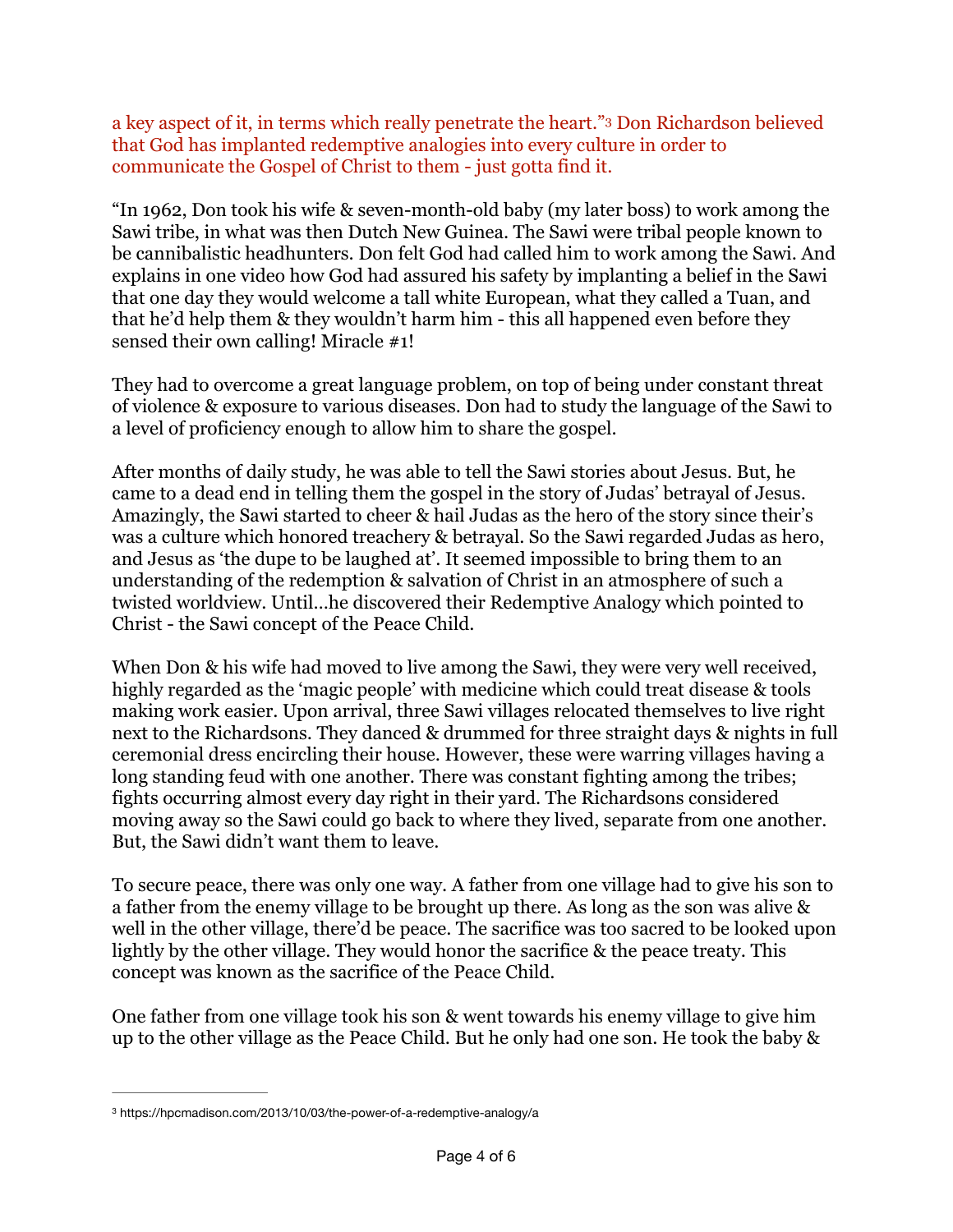a key aspect of it, in terms which really penetrate the heart."[3] Don Richardson believed that God has implanted redemptive analogies into every culture in order to communicate the Gospel of Christ to them - just gotta find it.

"In 1962, Don took his wife & seven-month-old baby (my later boss) to work among the Sawi tribe, in what was then Dutch New Guinea. The Sawi were tribal people known to be cannibalistic headhunters. Don felt God had called him to work among the Sawi. And explains in one video how God had assured his safety by implanting a belief in the Sawi that one day they would welcome a tall white European, what they called a Tuan, and that he'd help them & they wouldn't harm him - this all happened even before they sensed their own calling! Miracle #1!

They had to overcome a great language problem, on top of being under constant threat of violence & exposure to various diseases. Don had to study the language of the Sawi to a level of proficiency enough to allow him to share the gospel.

After months of daily study, he was able to tell the Sawi stories about Jesus. But, he came to a dead end in telling them the gospel in the story of Judas' betrayal of Jesus. Amazingly, the Sawi started to cheer & hail Judas as the hero of the story since their's was a culture which honored treachery & betrayal. So the Sawi regarded Judas as hero, and Jesus as 'the dupe to be laughed at'. It seemed impossible to bring them to an understanding of the redemption & salvation of Christ in an atmosphere of such a twisted worldview. Until…he discovered their Redemptive Analogy which pointed to Christ - the Sawi concept of the Peace Child.

When Don & his wife had moved to live among the Sawi, they were very well received, highly regarded as the 'magic people' with medicine which could treat disease & tools making work easier. Upon arrival, three Sawi villages relocated themselves to live right next to the Richardsons. They danced & drummed for three straight days & nights in full ceremonial dress encircling their house. However, these were warring villages having a long standing feud with one another. There was constant fighting among the tribes; fights occurring almost every day right in their yard. The Richardsons considered moving away so the Sawi could go back to where they lived, separate from one another. But, the Sawi didn't want them to leave.

To secure peace, there was only one way. A father from one village had to give his son to a father from the enemy village to be brought up there. As long as the son was alive & well in the other village, there'd be peace. The sacrifice was too sacred to be looked upon lightly by the other village. They would honor the sacrifice & the peace treaty. This concept was known as the sacrifice of the Peace Child.

One father from one village took his son & went towards his enemy village to give him up to the other village as the Peace Child. But he only had one son. He took the baby &

---

[3] https://hpcmadison.com/2013/10/03/the-power-of-a-redemptive-analogy/a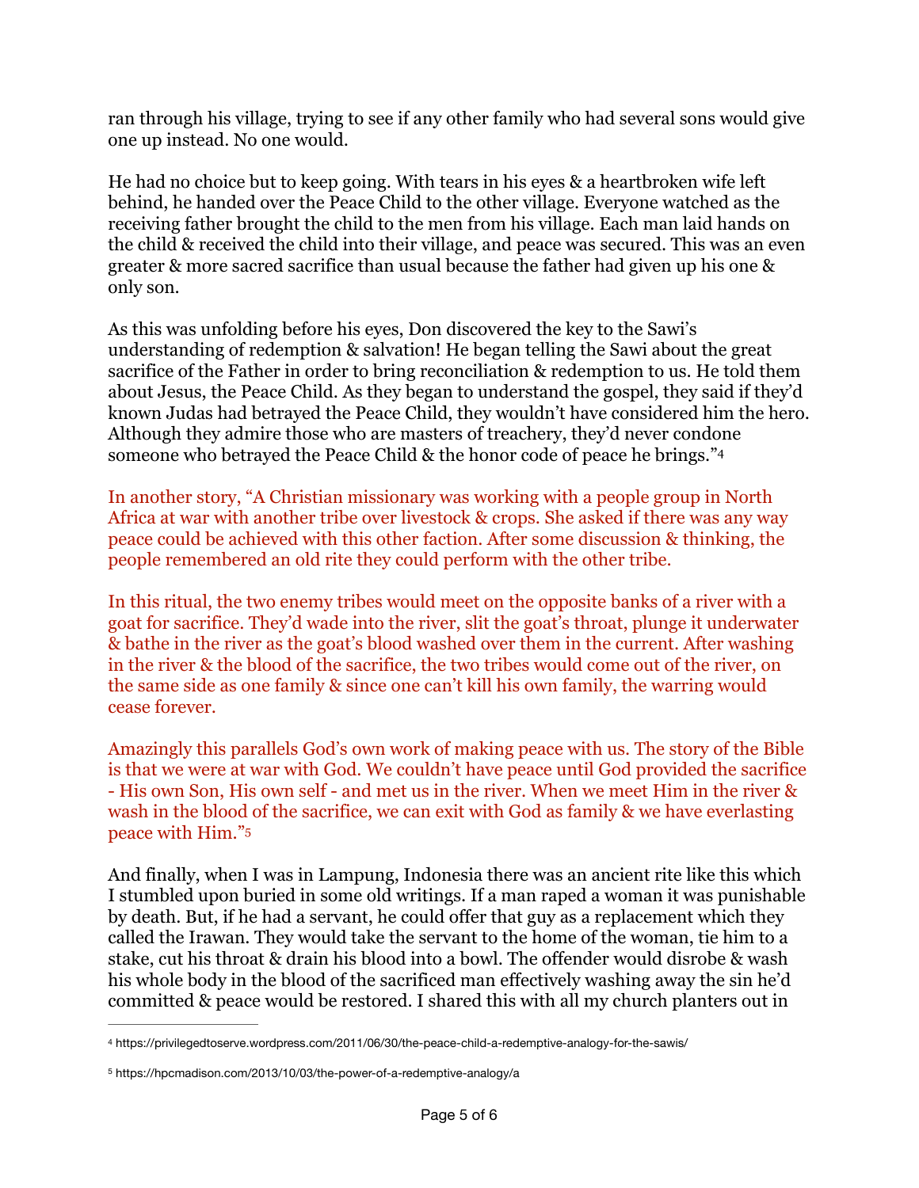ran through his village, trying to see if any other family who had several sons would give one up instead. No one would.

He had no choice but to keep going. With tears in his eyes & a heartbroken wife left behind, he handed over the Peace Child to the other village. Everyone watched as the receiving father brought the child to the men from his village. Each man laid hands on the child & received the child into their village, and peace was secured. This was an even greater & more sacred sacrifice than usual because the father had given up his one & only son.

As this was unfolding before his eyes, Don discovered the key to the Sawi's understanding of redemption & salvation! He began telling the Sawi about the great sacrifice of the Father in order to bring reconciliation & redemption to us. He told them about Jesus, the Peace Child. As they began to understand the gospel, they said if they'd known Judas had betrayed the Peace Child, they wouldn't have considered him the hero. Although they admire those who are masters of treachery, they'd never condone someone who betrayed the Peace Child & the honor code of peace he brings."[4]

In another story, "A Christian missionary was working with a people group in North Africa at war with another tribe over livestock & crops. She asked if there was any way peace could be achieved with this other faction. After some discussion & thinking, the people remembered an old rite they could perform with the other tribe.

In this ritual, the two enemy tribes would meet on the opposite banks of a river with a goat for sacrifice. They'd wade into the river, slit the goat's throat, plunge it underwater & bathe in the river as the goat's blood washed over them in the current. After washing in the river & the blood of the sacrifice, the two tribes would come out of the river, on the same side as one family & since one can't kill his own family, the warring would cease forever.

Amazingly this parallels God's own work of making peace with us. The story of the Bible is that we were at war with God. We couldn't have peace until God provided the sacrifice - His own Son, His own self - and met us in the river. When we meet Him in the river & wash in the blood of the sacrifice, we can exit with God as family & we have everlasting peace with Him."[5]

And finally, when I was in Lampung, Indonesia there was an ancient rite like this which I stumbled upon buried in some old writings. If a man raped a woman it was punishable by death. But, if he had a servant, he could offer that guy as a replacement which they called the Irawan. They would take the servant to the home of the woman, tie him to a stake, cut his throat & drain his blood into a bowl. The offender would disrobe & wash his whole body in the blood of the sacrificed man effectively washing away the sin he'd committed & peace would be restored. I shared this with all my church planters out in

---

[4] https://privilegedtoserve.wordpress.com/2011/06/30/the-peace-child-a-redemptive-analogy-for-the-sawis/

[5] https://hpcmadison.com/2013/10/03/the-power-of-a-redemptive-analogy/a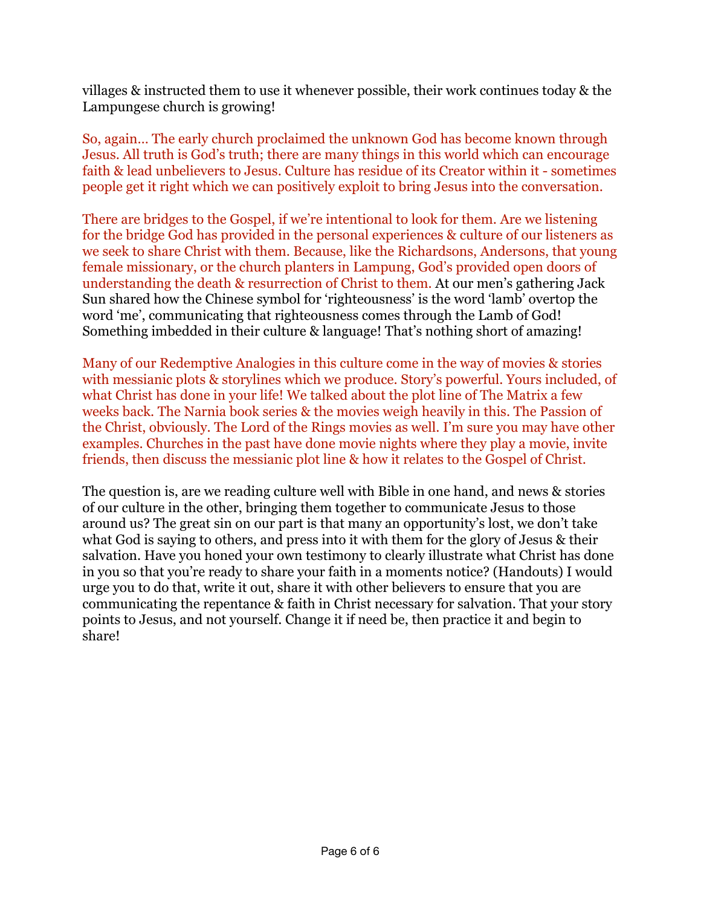villages & instructed them to use it whenever possible, their work continues today & the Lampungese church is growing!

So, again… The early church proclaimed the unknown God has become known through Jesus. All truth is God's truth; there are many things in this world which can encourage faith & lead unbelievers to Jesus. Culture has residue of its Creator within it - sometimes people get it right which we can positively exploit to bring Jesus into the conversation.

There are bridges to the Gospel, if we're intentional to look for them. Are we listening for the bridge God has provided in the personal experiences & culture of our listeners as we seek to share Christ with them. Because, like the Richardsons, Andersons, that young female missionary, or the church planters in Lampung, God's provided open doors of understanding the death & resurrection of Christ to them. At our men's gathering Jack Sun shared how the Chinese symbol for 'righteousness' is the word 'lamb' overtop the word 'me', communicating that righteousness comes through the Lamb of God! Something imbedded in their culture & language! That's nothing short of amazing!

Many of our Redemptive Analogies in this culture come in the way of movies & stories with messianic plots & storylines which we produce. Story's powerful. Yours included, of what Christ has done in your life! We talked about the plot line of The Matrix a few weeks back. The Narnia book series & the movies weigh heavily in this. The Passion of the Christ, obviously. The Lord of the Rings movies as well. I'm sure you may have other examples. Churches in the past have done movie nights where they play a movie, invite friends, then discuss the messianic plot line & how it relates to the Gospel of Christ.

The question is, are we reading culture well with Bible in one hand, and news & stories of our culture in the other, bringing them together to communicate Jesus to those around us? The great sin on our part is that many an opportunity's lost, we don't take what God is saying to others, and press into it with them for the glory of Jesus & their salvation. Have you honed your own testimony to clearly illustrate what Christ has done in you so that you're ready to share your faith in a moments notice? (Handouts) I would urge you to do that, write it out, share it with other believers to ensure that you are communicating the repentance & faith in Christ necessary for salvation. That your story points to Jesus, and not yourself. Change it if need be, then practice it and begin to share!